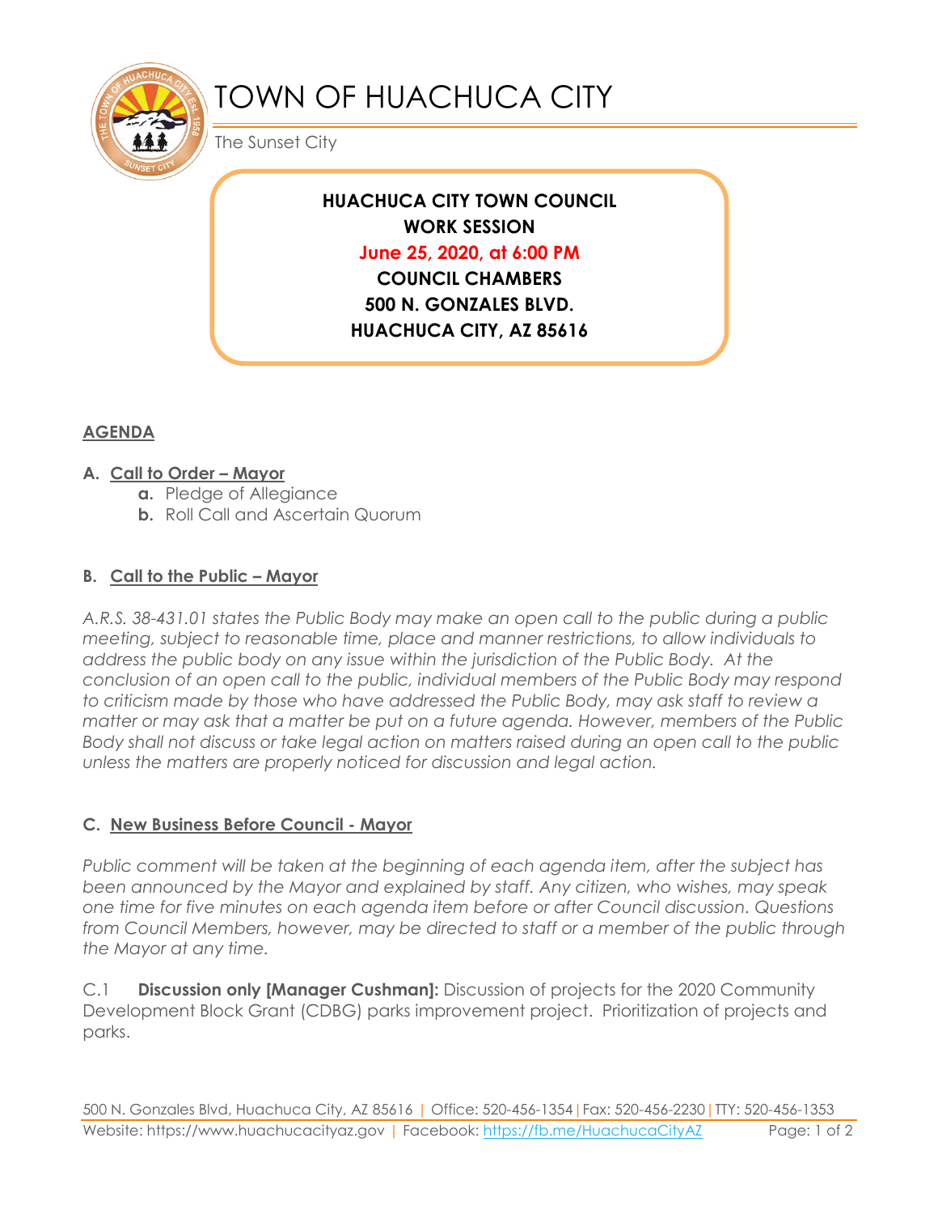# TOWN OF HUACHUCA CITY

The Sunset City

**HUACHUCA CITY TOWN COUNCIL**
**WORK SESSION**
**June 25, 2020, at 6:00 PM**
**COUNCIL CHAMBERS**
**500 N. GONZALES BLVD.**
**HUACHUCA CITY, AZ 85616**

## AGENDA

### A. Call to Order – Mayor

- **a.** Pledge of Allegiance
- **b.** Roll Call and Ascertain Quorum

### B. Call to the Public – Mayor

*A.R.S. 38-431.01 states the Public Body may make an open call to the public during a public meeting, subject to reasonable time, place and manner restrictions, to allow individuals to address the public body on any issue within the jurisdiction of the Public Body. At the conclusion of an open call to the public, individual members of the Public Body may respond to criticism made by those who have addressed the Public Body, may ask staff to review a matter or may ask that a matter be put on a future agenda. However, members of the Public Body shall not discuss or take legal action on matters raised during an open call to the public unless the matters are properly noticed for discussion and legal action.*

### C. New Business Before Council - Mayor

*Public comment will be taken at the beginning of each agenda item, after the subject has been announced by the Mayor and explained by staff. Any citizen, who wishes, may speak one time for five minutes on each agenda item before or after Council discussion. Questions from Council Members, however, may be directed to staff or a member of the public through the Mayor at any time.*

C.1 **Discussion only [Manager Cushman]:** Discussion of projects for the 2020 Community Development Block Grant (CDBG) parks improvement project. Prioritization of projects and parks.

500 N. Gonzales Blvd, Huachuca City, AZ 85616 | Office: 520-456-1354 | Fax: 520-456-2230 | TTY: 520-456-1353
Website: https://www.huachucacityaz.gov | Facebook: https://fb.me/HuachucaCityAZ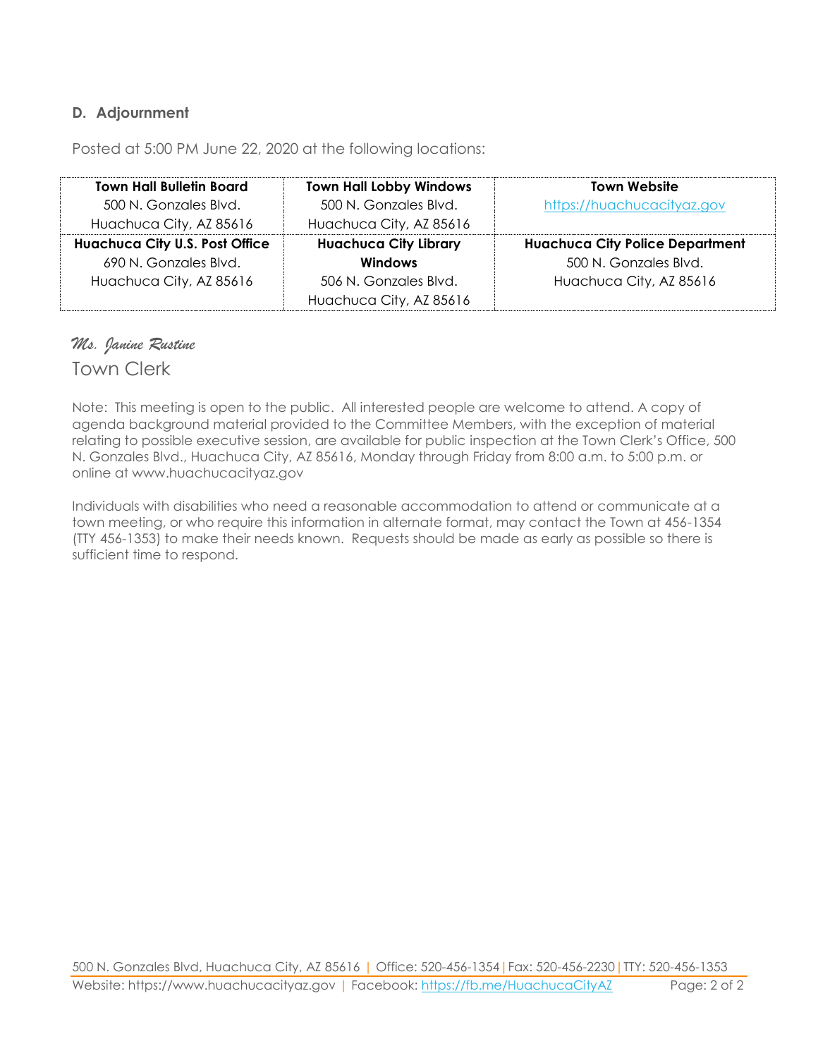### D. Adjournment

Posted at 5:00 PM June 22, 2020 at the following locations:

| | | |
|---|---|---|
| **Town Hall Bulletin Board**<br>500 N. Gonzales Blvd.<br>Huachuca City, AZ 85616 | **Town Hall Lobby Windows**<br>500 N. Gonzales Blvd.<br>Huachuca City, AZ 85616 | **Town Website**<br>https://huachucacityaz.gov |
| **Huachuca City U.S. Post Office**<br>690 N. Gonzales Blvd.<br>Huachuca City, AZ 85616 | **Huachuca City Library Windows**<br>506 N. Gonzales Blvd.<br>Huachuca City, AZ 85616 | **Huachuca City Police Department**<br>500 N. Gonzales Blvd.<br>Huachuca City, AZ 85616 |

*Ms. Janine Rustine*

Town Clerk

Note: This meeting is open to the public. All interested people are welcome to attend. A copy of agenda background material provided to the Committee Members, with the exception of material relating to possible executive session, are available for public inspection at the Town Clerk's Office, 500 N. Gonzales Blvd., Huachuca City, AZ 85616, Monday through Friday from 8:00 a.m. to 5:00 p.m. or online at www.huachucacityaz.gov

Individuals with disabilities who need a reasonable accommodation to attend or communicate at a town meeting, or who require this information in alternate format, may contact the Town at 456-1354 (TTY 456-1353) to make their needs known. Requests should be made as early as possible so there is sufficient time to respond.

500 N. Gonzales Blvd, Huachuca City, AZ 85616 | Office: 520-456-1354 | Fax: 520-456-2230 | TTY: 520-456-1353
Website: https://www.huachucacityaz.gov | Facebook: https://fb.me/HuachucaCityAZ